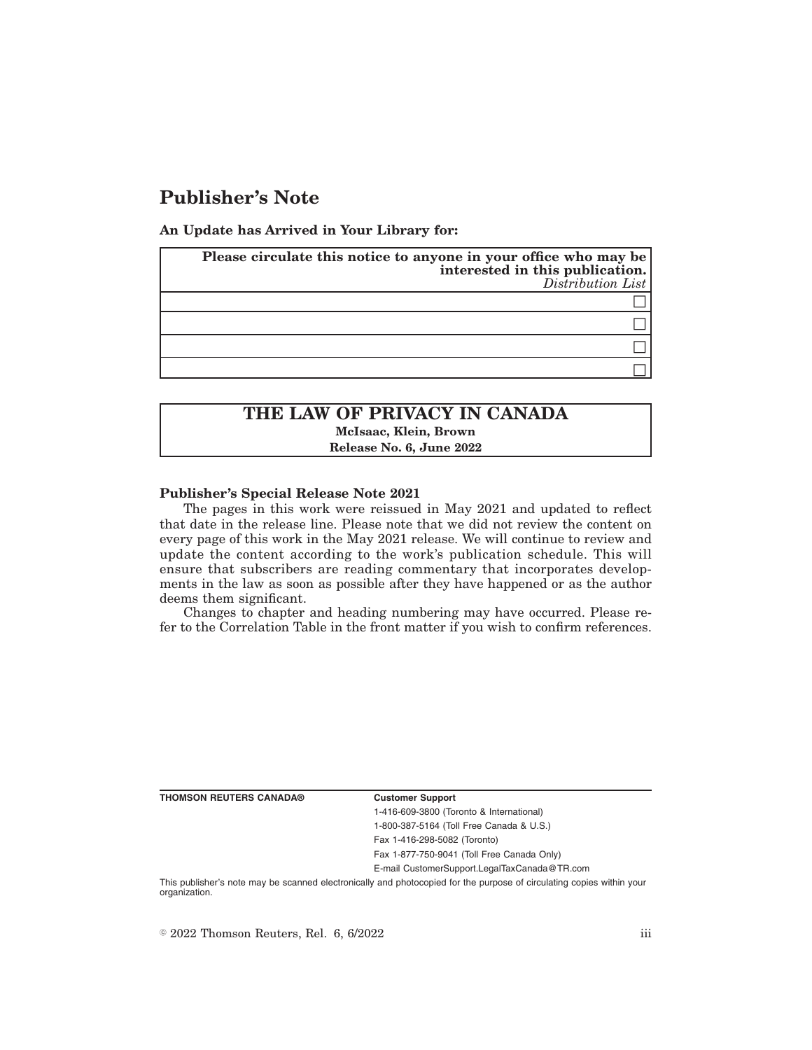# Publisher's Note

**An Update has Arrived in Your Library for:**

| **Please circulate this notice to anyone in your office who may be interested in this publication.** *Distribution List* |
| --- |
| ☐ |
| ☐ |
| ☐ |
| ☐ |

| **THE LAW OF PRIVACY IN CANADA** |
| --- |
| **McIsaac, Klein, Brown** |
| **Release No. 6, June 2022** |

**Publisher's Special Release Note 2021**

The pages in this work were reissued in May 2021 and updated to reflect that date in the release line. Please note that we did not review the content on every page of this work in the May 2021 release. We will continue to review and update the content according to the work's publication schedule. This will ensure that subscribers are reading commentary that incorporates developments in the law as soon as possible after they have happened or as the author deems them significant.

Changes to chapter and heading numbering may have occurred. Please refer to the Correlation Table in the front matter if you wish to confirm references.

**THOMSON REUTERS CANADA®**

**Customer Support**

1-416-609-3800 (Toronto & International)

1-800-387-5164 (Toll Free Canada & U.S.)

Fax 1-416-298-5082 (Toronto)

Fax 1-877-750-9041 (Toll Free Canada Only)

E-mail CustomerSupport.LegalTaxCanada@TR.com

This publisher's note may be scanned electronically and photocopied for the purpose of circulating copies within your organization.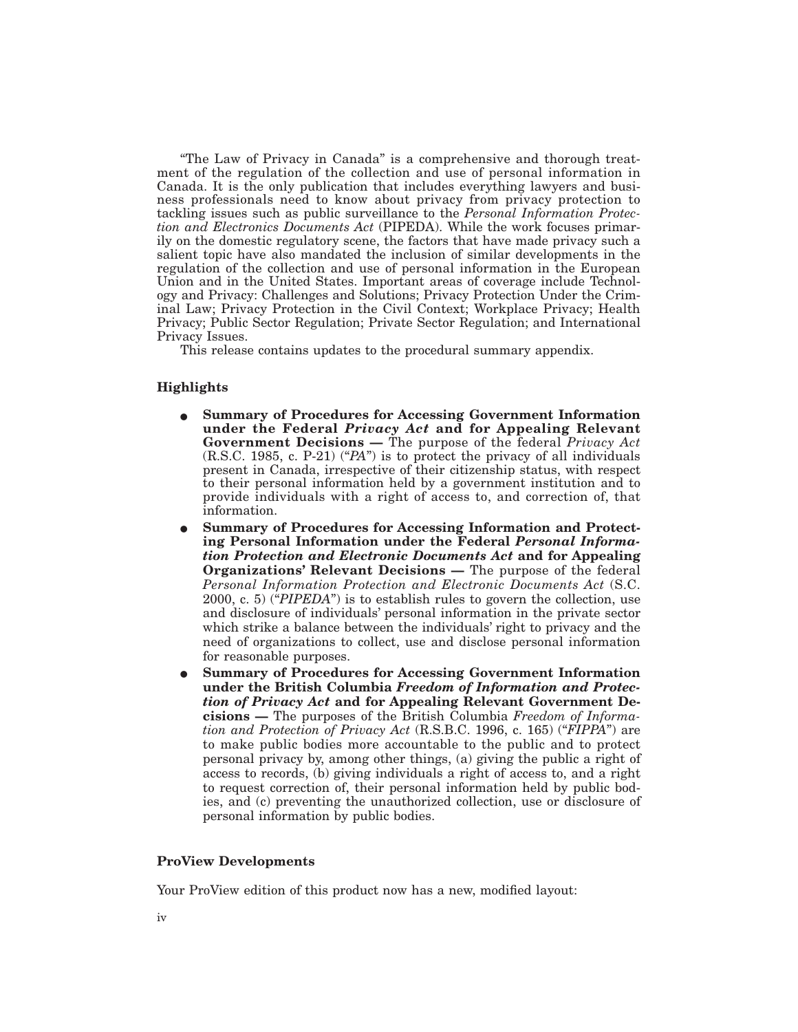"The Law of Privacy in Canada" is a comprehensive and thorough treatment of the regulation of the collection and use of personal information in Canada. It is the only publication that includes everything lawyers and business professionals need to know about privacy from privacy protection to tackling issues such as public surveillance to the *Personal Information Protection and Electronics Documents Act* (PIPEDA). While the work focuses primarily on the domestic regulatory scene, the factors that have made privacy such a salient topic have also mandated the inclusion of similar developments in the regulation of the collection and use of personal information in the European Union and in the United States. Important areas of coverage include Technology and Privacy: Challenges and Solutions; Privacy Protection Under the Criminal Law; Privacy Protection in the Civil Context; Workplace Privacy; Health Privacy; Public Sector Regulation; Private Sector Regulation; and International Privacy Issues.

This release contains updates to the procedural summary appendix.

**Highlights**

- **Summary of Procedures for Accessing Government Information under the Federal *Privacy Act* and for Appealing Relevant Government Decisions —** The purpose of the federal *Privacy Act* (R.S.C. 1985, c. P-21) ("*PA*") is to protect the privacy of all individuals present in Canada, irrespective of their citizenship status, with respect to their personal information held by a government institution and to provide individuals with a right of access to, and correction of, that information.
- **Summary of Procedures for Accessing Information and Protecting Personal Information under the Federal *Personal Information Protection and Electronic Documents Act* and for Appealing Organizations' Relevant Decisions —** The purpose of the federal *Personal Information Protection and Electronic Documents Act* (S.C. 2000, c. 5) ("*PIPEDA*") is to establish rules to govern the collection, use and disclosure of individuals' personal information in the private sector which strike a balance between the individuals' right to privacy and the need of organizations to collect, use and disclose personal information for reasonable purposes.
- **Summary of Procedures for Accessing Government Information under the British Columbia *Freedom of Information and Protection of Privacy Act* and for Appealing Relevant Government Decisions —** The purposes of the British Columbia *Freedom of Information and Protection of Privacy Act* (R.S.B.C. 1996, c. 165) ("*FIPPA*") are to make public bodies more accountable to the public and to protect personal privacy by, among other things, (a) giving the public a right of access to records, (b) giving individuals a right of access to, and a right to request correction of, their personal information held by public bodies, and (c) preventing the unauthorized collection, use or disclosure of personal information by public bodies.

**ProView Developments**

Your ProView edition of this product now has a new, modified layout: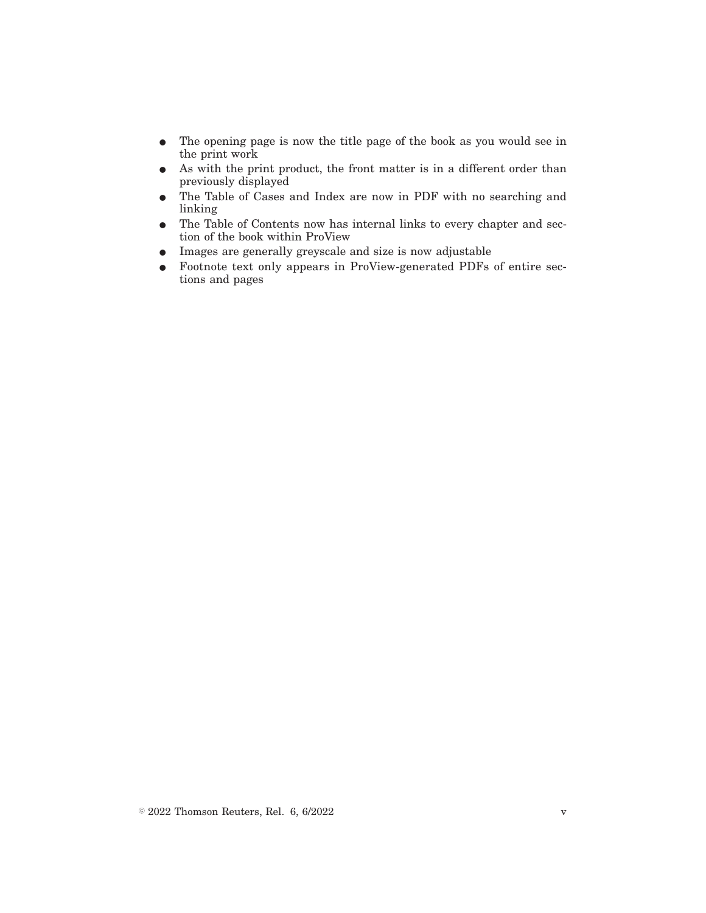- The opening page is now the title page of the book as you would see in the print work
- As with the print product, the front matter is in a different order than previously displayed
- The Table of Cases and Index are now in PDF with no searching and linking
- The Table of Contents now has internal links to every chapter and section of the book within ProView
- Images are generally greyscale and size is now adjustable
- Footnote text only appears in ProView-generated PDFs of entire sections and pages